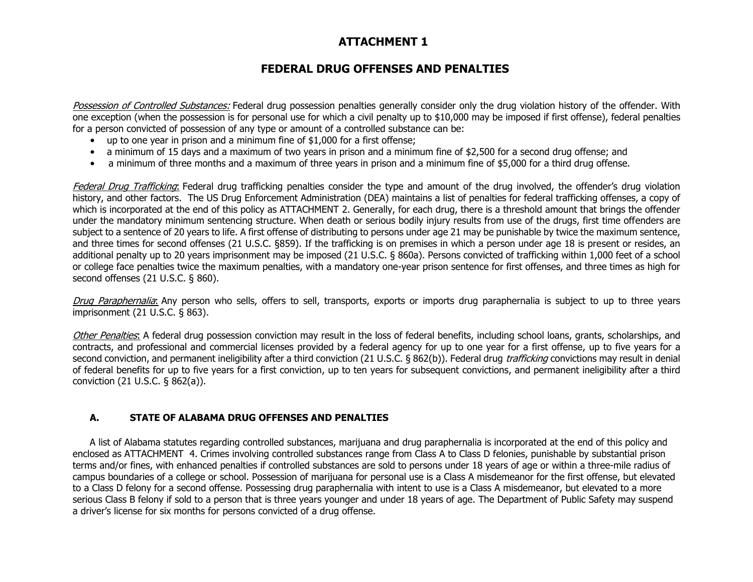# ATTACHMENT 1

## FEDERAL DRUG OFFENSES AND PENALTIES

*Possession of Controlled Substances:* Federal drug possession penalties generally consider only the drug violation history of the offender. With one exception (when the possession is for personal use for which a civil penalty up to $10,000 may be imposed if first offense), federal penalties for a person convicted of possession of any type or amount of a controlled substance can be:

- up to one year in prison and a minimum fine of $1,000 for a first offense;
- a minimum of 15 days and a maximum of two years in prison and a minimum fine of $2,500 for a second drug offense; and
- a minimum of three months and a maximum of three years in prison and a minimum fine of $5,000 for a third drug offense.

*Federal Drug Trafficking*: Federal drug trafficking penalties consider the type and amount of the drug involved, the offender's drug violation history, and other factors. The US Drug Enforcement Administration (DEA) maintains a list of penalties for federal trafficking offenses, a copy of which is incorporated at the end of this policy as ATTACHMENT 2. Generally, for each drug, there is a threshold amount that brings the offender under the mandatory minimum sentencing structure. When death or serious bodily injury results from use of the drugs, first time offenders are subject to a sentence of 20 years to life. A first offense of distributing to persons under age 21 may be punishable by twice the maximum sentence, and three times for second offenses (21 U.S.C. §859). If the trafficking is on premises in which a person under age 18 is present or resides, an additional penalty up to 20 years imprisonment may be imposed (21 U.S.C. § 860a). Persons convicted of trafficking within 1,000 feet of a school or college face penalties twice the maximum penalties, with a mandatory one-year prison sentence for first offenses, and three times as high for second offenses (21 U.S.C. § 860).

*Drug Paraphernalia*: Any person who sells, offers to sell, transports, exports or imports drug paraphernalia is subject to up to three years imprisonment (21 U.S.C. § 863).

*Other Penalties*: A federal drug possession conviction may result in the loss of federal benefits, including school loans, grants, scholarships, and contracts, and professional and commercial licenses provided by a federal agency for up to one year for a first offense, up to five years for a second conviction, and permanent ineligibility after a third conviction (21 U.S.C. § 862(b)). Federal drug *trafficking* convictions may result in denial of federal benefits for up to five years for a first conviction, up to ten years for subsequent convictions, and permanent ineligibility after a third conviction (21 U.S.C. § 862(a)).

### A. STATE OF ALABAMA DRUG OFFENSES AND PENALTIES

A list of Alabama statutes regarding controlled substances, marijuana and drug paraphernalia is incorporated at the end of this policy and enclosed as ATTACHMENT 4. Crimes involving controlled substances range from Class A to Class D felonies, punishable by substantial prison terms and/or fines, with enhanced penalties if controlled substances are sold to persons under 18 years of age or within a three-mile radius of campus boundaries of a college or school. Possession of marijuana for personal use is a Class A misdemeanor for the first offense, but elevated to a Class D felony for a second offense. Possessing drug paraphernalia with intent to use is a Class A misdemeanor, but elevated to a more serious Class B felony if sold to a person that is three years younger and under 18 years of age. The Department of Public Safety may suspend a driver's license for six months for persons convicted of a drug offense.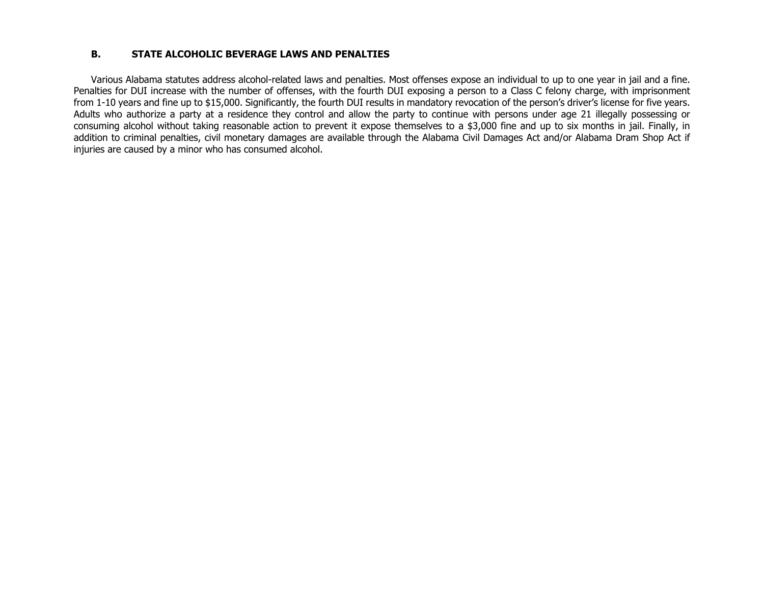## B. STATE ALCOHOLIC BEVERAGE LAWS AND PENALTIES

Various Alabama statutes address alcohol-related laws and penalties. Most offenses expose an individual to up to one year in jail and a fine. Penalties for DUI increase with the number of offenses, with the fourth DUI exposing a person to a Class C felony charge, with imprisonment from 1-10 years and fine up to $15,000. Significantly, the fourth DUI results in mandatory revocation of the person's driver's license for five years. Adults who authorize a party at a residence they control and allow the party to continue with persons under age 21 illegally possessing or consuming alcohol without taking reasonable action to prevent it expose themselves to a $3,000 fine and up to six months in jail. Finally, in addition to criminal penalties, civil monetary damages are available through the Alabama Civil Damages Act and/or Alabama Dram Shop Act if injuries are caused by a minor who has consumed alcohol.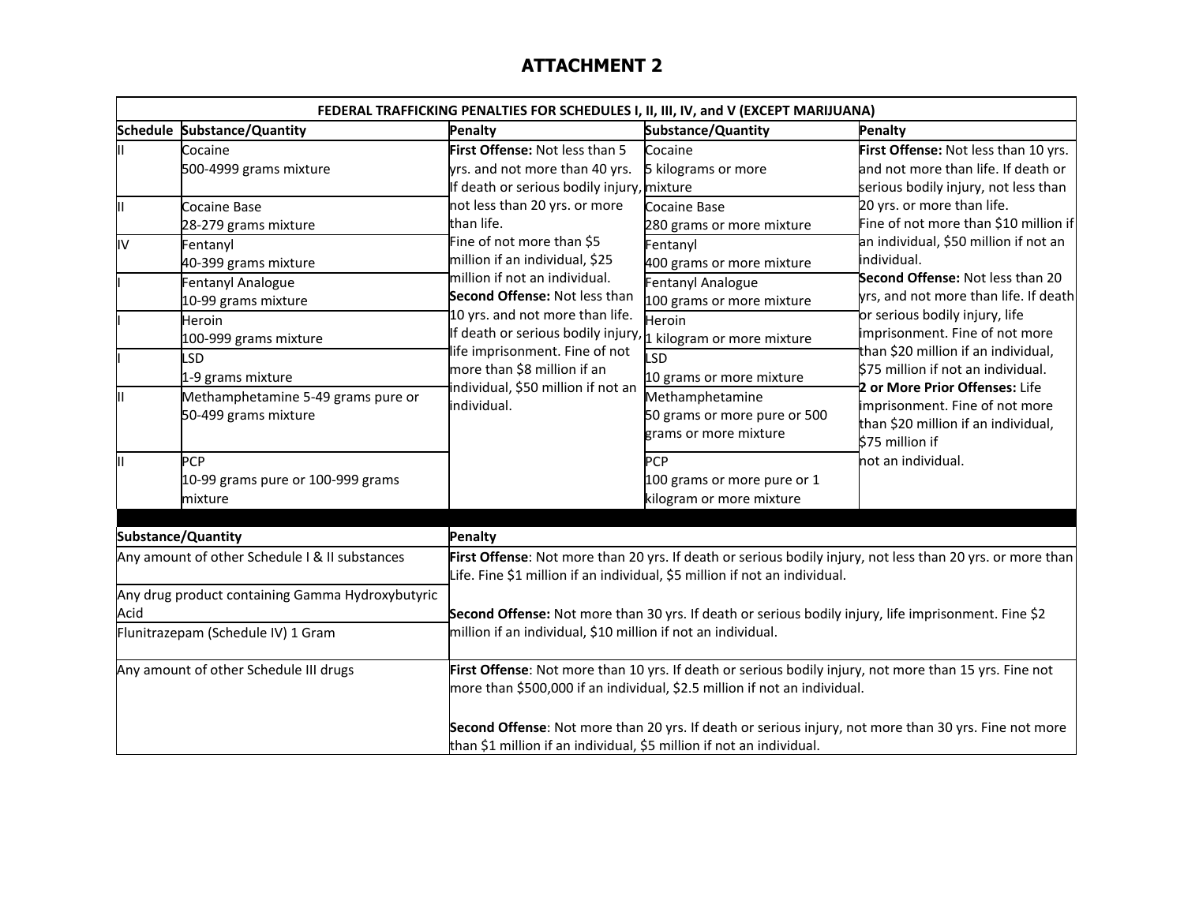# ATTACHMENT 2

| FEDERAL TRAFFICKING PENALTIES FOR SCHEDULES I, II, III, IV, and V (EXCEPT MARIJUANA) | | | | |
|---|---|---|---|---|
| **Schedule** | **Substance/Quantity** | **Penalty** | **Substance/Quantity** | **Penalty** |
| II | Cocaine<br>500-4999 grams mixture | **First Offense:** Not less than 5 yrs. and not more than 40 yrs. If death or serious bodily injury, not less than 20 yrs. or more than life.<br>Fine of not more than $5 million if an individual, $25 million if not an individual.<br>**Second Offense:** Not less than 10 yrs. and not more than life. If death or serious bodily injury, life imprisonment. Fine of not more than $8 million if an individual, $50 million if not an individual. | Cocaine<br>5 kilograms or more mixture | **First Offense:** Not less than 10 yrs. and not more than life. If death or serious bodily injury, not less than 20 yrs. or more than life.<br>Fine of not more than $10 million if an individual, $50 million if not an individual.<br>**Second Offense:** Not less than 20 yrs, and not more than life. If death or serious bodily injury, life imprisonment. Fine of not more than $20 million if an individual, $75 million if not an individual.<br>**2 or More Prior Offenses:** Life imprisonment. Fine of not more than $20 million if an individual, $75 million if not an individual. |
| II | Cocaine Base<br>28-279 grams mixture | | Cocaine Base<br>280 grams or more mixture | |
| IV | Fentanyl<br>40-399 grams mixture | | Fentanyl<br>400 grams or more mixture | |
| I | Fentanyl Analogue<br>10-99 grams mixture | | Fentanyl Analogue<br>100 grams or more mixture | |
| I | Heroin<br>100-999 grams mixture | | Heroin<br>1 kilogram or more mixture | |
| I | LSD<br>1-9 grams mixture | | LSD<br>10 grams or more mixture | |
| II | Methamphetamine 5-49 grams pure or 50-499 grams mixture | | Methamphetamine<br>50 grams or more pure or 500 grams or more mixture | |
| II | PCP<br>10-99 grams pure or 100-999 grams mixture | | PCP<br>100 grams or more pure or 1 kilogram or more mixture | |

| Substance/Quantity | Penalty |
|---|---|
| Any amount of other Schedule I & II substances | **First Offense**: Not more than 20 yrs. If death or serious bodily injury, not less than 20 yrs. or more than Life. Fine $1 million if an individual, $5 million if not an individual.<br>**Second Offense:** Not more than 30 yrs. If death or serious bodily injury, life imprisonment. Fine $2 million if an individual, $10 million if not an individual. |
| Any drug product containing Gamma Hydroxybutyric Acid | |
| Flunitrazepam (Schedule IV) 1 Gram | |
| Any amount of other Schedule III drugs | **First Offense**: Not more than 10 yrs. If death or serious bodily injury, not more than 15 yrs. Fine not more than $500,000 if an individual, $2.5 million if not an individual.<br>**Second Offense**: Not more than 20 yrs. If death or serious injury, not more than 30 yrs. Fine not more than $1 million if an individual, $5 million if not an individual. |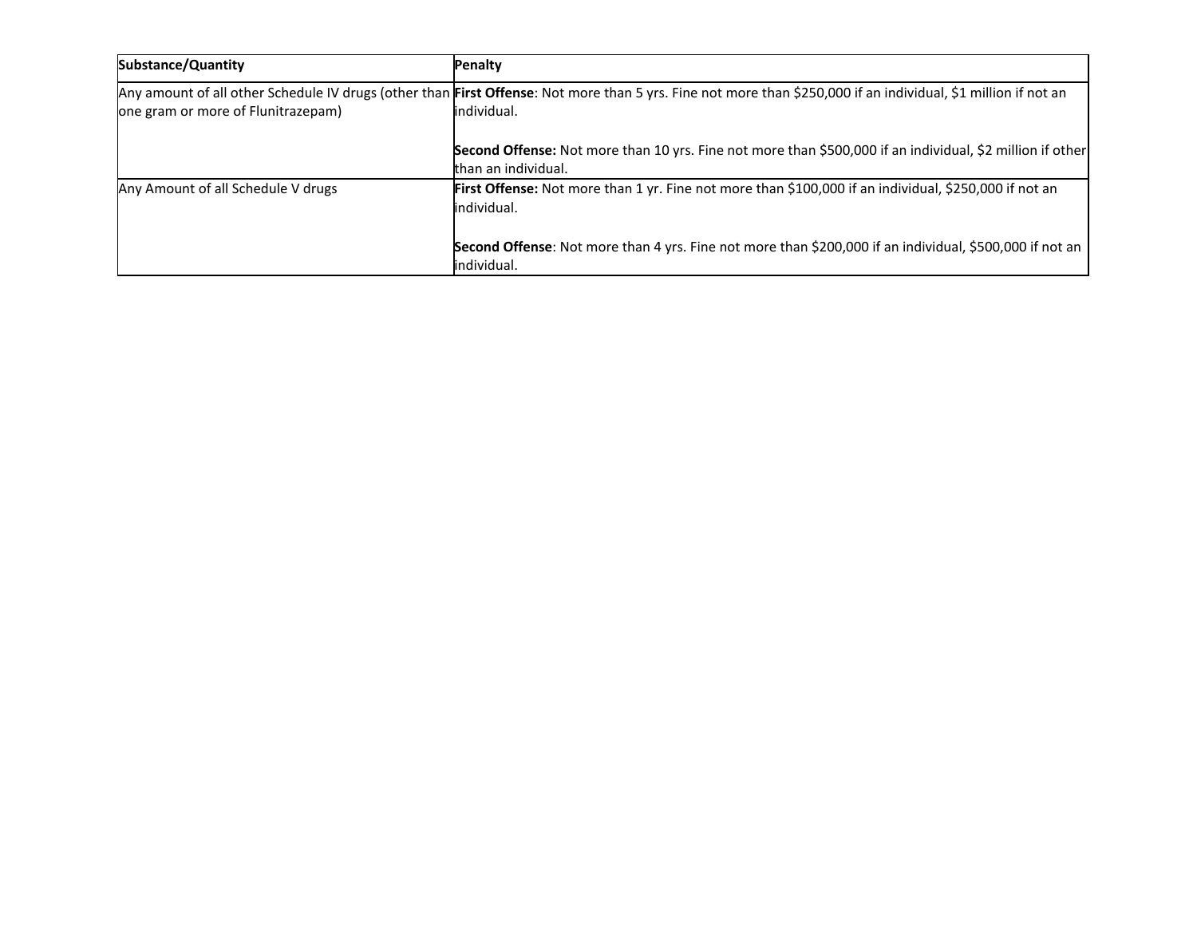| **Substance/Quantity** | **Penalty** |
| --- | --- |
| Any amount of all other Schedule IV drugs (other than one gram or more of Flunitrazepam) | **First Offense**: Not more than 5 yrs. Fine not more than $250,000 if an individual, $1 million if not an individual.<br><br>**Second Offense:** Not more than 10 yrs. Fine not more than $500,000 if an individual, $2 million if other than an individual. |
| Any Amount of all Schedule V drugs | **First Offense:** Not more than 1 yr. Fine not more than $100,000 if an individual, $250,000 if not an individual.<br><br>**Second Offense**: Not more than 4 yrs. Fine not more than $200,000 if an individual, $500,000 if not an individual. |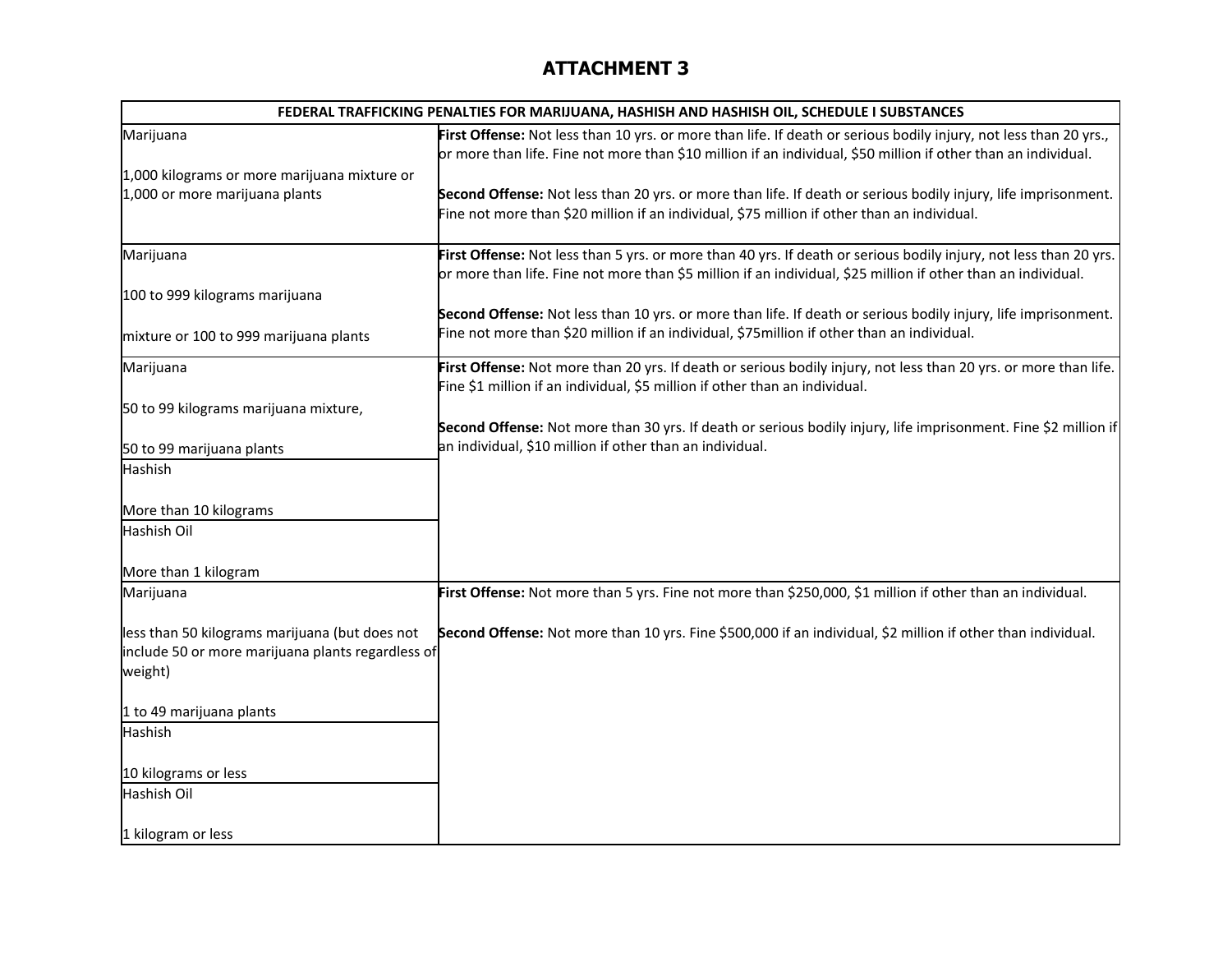# ATTACHMENT 3

| FEDERAL TRAFFICKING PENALTIES FOR MARIJUANA, HASHISH AND HASHISH OIL, SCHEDULE I SUBSTANCES | |
|---|---|
| Marijuana<br><br>1,000 kilograms or more marijuana mixture or 1,000 or more marijuana plants | **First Offense:** Not less than 10 yrs. or more than life. If death or serious bodily injury, not less than 20 yrs., or more than life. Fine not more than $10 million if an individual, $50 million if other than an individual.<br><br>**Second Offense:** Not less than 20 yrs. or more than life. If death or serious bodily injury, life imprisonment. Fine not more than $20 million if an individual, $75 million if other than an individual. |
| Marijuana<br><br>100 to 999 kilograms marijuana<br><br>mixture or 100 to 999 marijuana plants | **First Offense:** Not less than 5 yrs. or more than 40 yrs. If death or serious bodily injury, not less than 20 yrs. or more than life. Fine not more than $5 million if an individual, $25 million if other than an individual.<br><br>**Second Offense:** Not less than 10 yrs. or more than life. If death or serious bodily injury, life imprisonment. Fine not more than $20 million if an individual, $75million if other than an individual. |
| Marijuana<br><br>50 to 99 kilograms marijuana mixture,<br><br>50 to 99 marijuana plants<br><br>Hashish<br><br>More than 10 kilograms<br><br>Hashish Oil<br><br>More than 1 kilogram | **First Offense:** Not more than 20 yrs. If death or serious bodily injury, not less than 20 yrs. or more than life. Fine $1 million if an individual, $5 million if other than an individual.<br><br>**Second Offense:** Not more than 30 yrs. If death or serious bodily injury, life imprisonment. Fine $2 million if an individual, $10 million if other than an individual. |
| Marijuana<br><br>less than 50 kilograms marijuana (but does not include 50 or more marijuana plants regardless of weight)<br><br>1 to 49 marijuana plants<br><br>Hashish<br><br>10 kilograms or less<br><br>Hashish Oil<br><br>1 kilogram or less | **First Offense:** Not more than 5 yrs. Fine not more than $250,000, $1 million if other than an individual.<br><br>**Second Offense:** Not more than 10 yrs. Fine $500,000 if an individual, $2 million if other than individual. |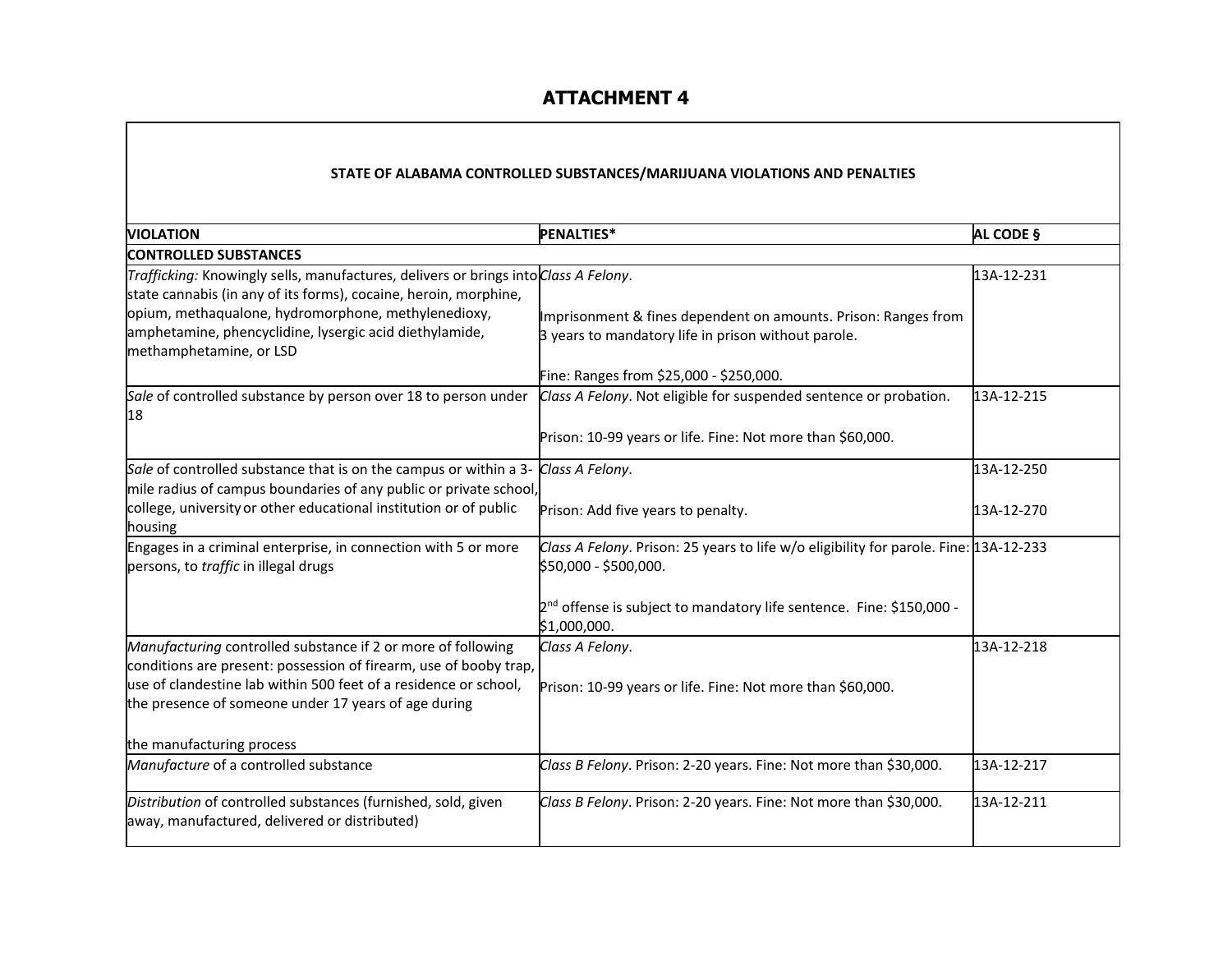# ATTACHMENT 4

| STATE OF ALABAMA CONTROLLED SUBSTANCES/MARIJUANA VIOLATIONS AND PENALTIES | | |
|---|---|---|
| **VIOLATION** | **PENALTIES*** | **AL CODE §** |
| **CONTROLLED SUBSTANCES** | | |
| *Trafficking:* Knowingly sells, manufactures, delivers or brings into state cannabis (in any of its forms), cocaine, heroin, morphine, opium, methaqualone, hydromorphone, methylenedioxy, amphetamine, phencyclidine, lysergic acid diethylamide, methamphetamine, or LSD | *Class A Felony*.<br><br>Imprisonment & fines dependent on amounts. Prison: Ranges from 3 years to mandatory life in prison without parole.<br><br>Fine: Ranges from $25,000 - $250,000. | 13A-12-231 |
| *Sale* of controlled substance by person over 18 to person under 18 | *Class A Felony*. Not eligible for suspended sentence or probation.<br><br>Prison: 10-99 years or life. Fine: Not more than $60,000. | 13A-12-215 |
| *Sale* of controlled substance that is on the campus or within a 3-mile radius of campus boundaries of any public or private school, college, university or other educational institution or of public housing | *Class A Felony*.<br><br>Prison: Add five years to penalty. | 13A-12-250<br><br>13A-12-270 |
| Engages in a criminal enterprise, in connection with 5 or more persons, to *traffic* in illegal drugs | *Class A Felony*. Prison: 25 years to life w/o eligibility for parole. Fine: $50,000 - $500,000.<br><br>2nd offense is subject to mandatory life sentence. Fine: $150,000 - $1,000,000. | 13A-12-233 |
| *Manufacturing* controlled substance if 2 or more of following conditions are present: possession of firearm, use of booby trap, use of clandestine lab within 500 feet of a residence or school, the presence of someone under 17 years of age during<br><br>the manufacturing process | *Class A Felony*.<br><br>Prison: 10-99 years or life. Fine: Not more than $60,000. | 13A-12-218 |
| *Manufacture* of a controlled substance | *Class B Felony*. Prison: 2-20 years. Fine: Not more than $30,000. | 13A-12-217 |
| *Distribution* of controlled substances (furnished, sold, given away, manufactured, delivered or distributed) | *Class B Felony*. Prison: 2-20 years. Fine: Not more than $30,000. | 13A-12-211 |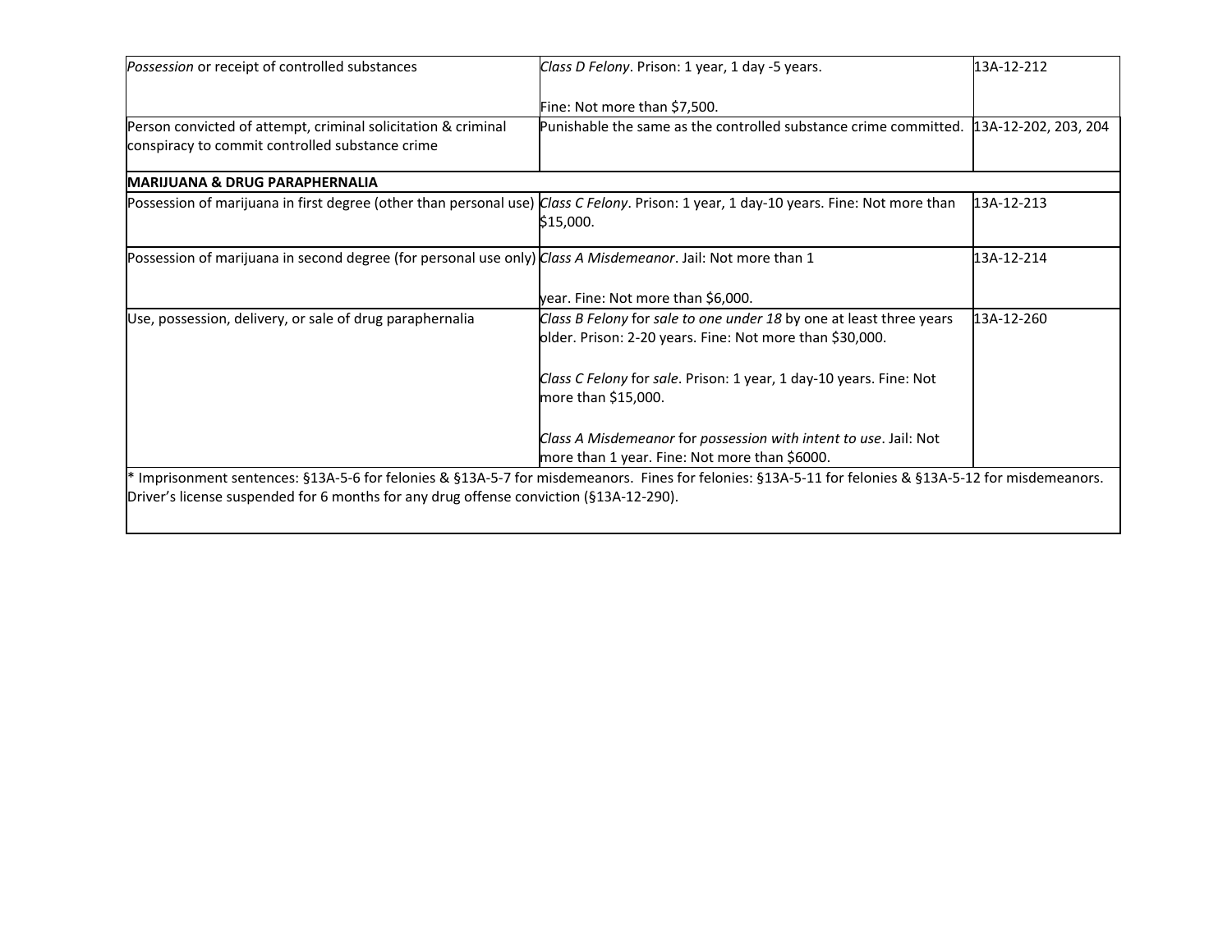| | | |
|---|---|---|
| *Possession* or receipt of controlled substances | *Class D Felony*. Prison: 1 year, 1 day -5 years.<br><br>Fine: Not more than $7,500. | 13A-12-212 |
| Person convicted of attempt, criminal solicitation & criminal conspiracy to commit controlled substance crime | Punishable the same as the controlled substance crime committed. | 13A-12-202, 203, 204 |
| **MARIJUANA & DRUG PARAPHERNALIA** | | |
| Possession of marijuana in first degree (other than personal use) | *Class C Felony*. Prison: 1 year, 1 day-10 years. Fine: Not more than $15,000. | 13A-12-213 |
| Possession of marijuana in second degree (for personal use only) | *Class A Misdemeanor*. Jail: Not more than 1<br><br>year. Fine: Not more than $6,000. | 13A-12-214 |
| Use, possession, delivery, or sale of drug paraphernalia | *Class B Felony* for *sale to one under 18* by one at least three years older. Prison: 2-20 years. Fine: Not more than $30,000.<br><br>*Class C Felony* for *sale*. Prison: 1 year, 1 day-10 years. Fine: Not more than $15,000.<br><br>*Class A Misdemeanor* for *possession with intent to use*. Jail: Not more than 1 year. Fine: Not more than $6000. | 13A-12-260 |
| * Imprisonment sentences: §13A-5-6 for felonies & §13A-5-7 for misdemeanors. Fines for felonies: §13A-5-11 for felonies & §13A-5-12 for misdemeanors. Driver's license suspended for 6 months for any drug offense conviction (§13A-12-290). | | |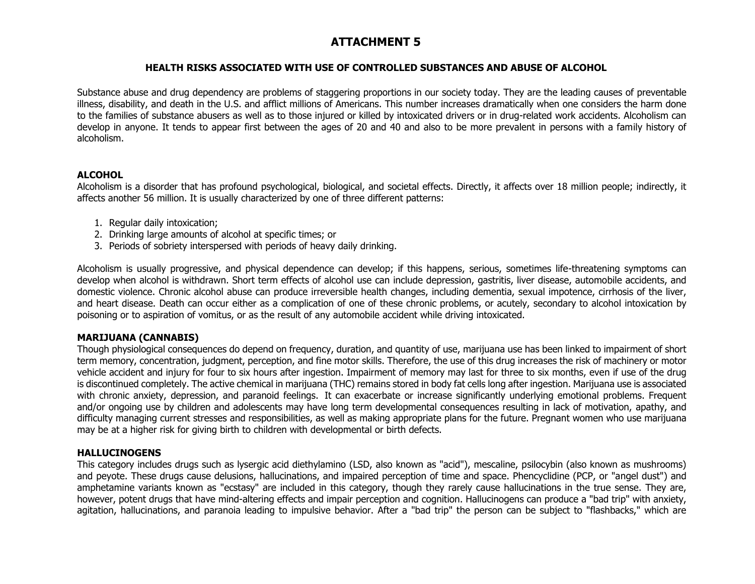# ATTACHMENT 5

## HEALTH RISKS ASSOCIATED WITH USE OF CONTROLLED SUBSTANCES AND ABUSE OF ALCOHOL

Substance abuse and drug dependency are problems of staggering proportions in our society today. They are the leading causes of preventable illness, disability, and death in the U.S. and afflict millions of Americans. This number increases dramatically when one considers the harm done to the families of substance abusers as well as to those injured or killed by intoxicated drivers or in drug-related work accidents. Alcoholism can develop in anyone. It tends to appear first between the ages of 20 and 40 and also to be more prevalent in persons with a family history of alcoholism.

### ALCOHOL

Alcoholism is a disorder that has profound psychological, biological, and societal effects. Directly, it affects over 18 million people; indirectly, it affects another 56 million. It is usually characterized by one of three different patterns:

1. Regular daily intoxication;
2. Drinking large amounts of alcohol at specific times; or
3. Periods of sobriety interspersed with periods of heavy daily drinking.

Alcoholism is usually progressive, and physical dependence can develop; if this happens, serious, sometimes life-threatening symptoms can develop when alcohol is withdrawn. Short term effects of alcohol use can include depression, gastritis, liver disease, automobile accidents, and domestic violence. Chronic alcohol abuse can produce irreversible health changes, including dementia, sexual impotence, cirrhosis of the liver, and heart disease. Death can occur either as a complication of one of these chronic problems, or acutely, secondary to alcohol intoxication by poisoning or to aspiration of vomitus, or as the result of any automobile accident while driving intoxicated.

### MARIJUANA (CANNABIS)

Though physiological consequences do depend on frequency, duration, and quantity of use, marijuana use has been linked to impairment of short term memory, concentration, judgment, perception, and fine motor skills. Therefore, the use of this drug increases the risk of machinery or motor vehicle accident and injury for four to six hours after ingestion. Impairment of memory may last for three to six months, even if use of the drug is discontinued completely. The active chemical in marijuana (THC) remains stored in body fat cells long after ingestion. Marijuana use is associated with chronic anxiety, depression, and paranoid feelings. It can exacerbate or increase significantly underlying emotional problems. Frequent and/or ongoing use by children and adolescents may have long term developmental consequences resulting in lack of motivation, apathy, and difficulty managing current stresses and responsibilities, as well as making appropriate plans for the future. Pregnant women who use marijuana may be at a higher risk for giving birth to children with developmental or birth defects.

### HALLUCINOGENS

This category includes drugs such as lysergic acid diethylamino (LSD, also known as "acid"), mescaline, psilocybin (also known as mushrooms) and peyote. These drugs cause delusions, hallucinations, and impaired perception of time and space. Phencyclidine (PCP, or "angel dust") and amphetamine variants known as "ecstasy" are included in this category, though they rarely cause hallucinations in the true sense. They are, however, potent drugs that have mind-altering effects and impair perception and cognition. Hallucinogens can produce a "bad trip" with anxiety, agitation, hallucinations, and paranoia leading to impulsive behavior. After a "bad trip" the person can be subject to "flashbacks," which are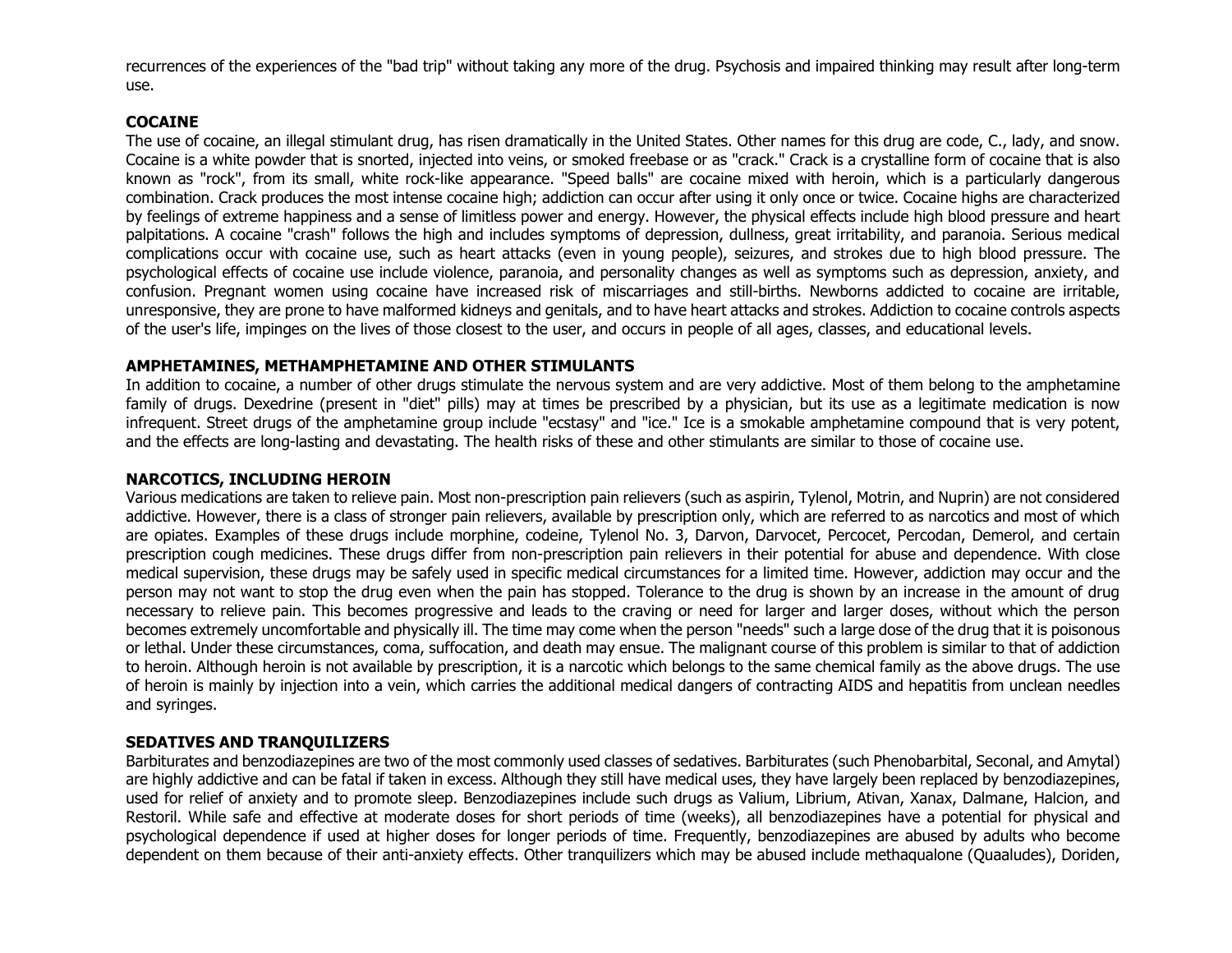recurrences of the experiences of the "bad trip" without taking any more of the drug. Psychosis and impaired thinking may result after long-term use.

**COCAINE**

The use of cocaine, an illegal stimulant drug, has risen dramatically in the United States. Other names for this drug are code, C., lady, and snow. Cocaine is a white powder that is snorted, injected into veins, or smoked freebase or as "crack." Crack is a crystalline form of cocaine that is also known as "rock", from its small, white rock-like appearance. "Speed balls" are cocaine mixed with heroin, which is a particularly dangerous combination. Crack produces the most intense cocaine high; addiction can occur after using it only once or twice. Cocaine highs are characterized by feelings of extreme happiness and a sense of limitless power and energy. However, the physical effects include high blood pressure and heart palpitations. A cocaine "crash" follows the high and includes symptoms of depression, dullness, great irritability, and paranoia. Serious medical complications occur with cocaine use, such as heart attacks (even in young people), seizures, and strokes due to high blood pressure. The psychological effects of cocaine use include violence, paranoia, and personality changes as well as symptoms such as depression, anxiety, and confusion. Pregnant women using cocaine have increased risk of miscarriages and still-births. Newborns addicted to cocaine are irritable, unresponsive, they are prone to have malformed kidneys and genitals, and to have heart attacks and strokes. Addiction to cocaine controls aspects of the user's life, impinges on the lives of those closest to the user, and occurs in people of all ages, classes, and educational levels.

**AMPHETAMINES, METHAMPHETAMINE AND OTHER STIMULANTS**

In addition to cocaine, a number of other drugs stimulate the nervous system and are very addictive. Most of them belong to the amphetamine family of drugs. Dexedrine (present in "diet" pills) may at times be prescribed by a physician, but its use as a legitimate medication is now infrequent. Street drugs of the amphetamine group include "ecstasy" and "ice." Ice is a smokable amphetamine compound that is very potent, and the effects are long-lasting and devastating. The health risks of these and other stimulants are similar to those of cocaine use.

**NARCOTICS, INCLUDING HEROIN**

Various medications are taken to relieve pain. Most non-prescription pain relievers (such as aspirin, Tylenol, Motrin, and Nuprin) are not considered addictive. However, there is a class of stronger pain relievers, available by prescription only, which are referred to as narcotics and most of which are opiates. Examples of these drugs include morphine, codeine, Tylenol No. 3, Darvon, Darvocet, Percocet, Percodan, Demerol, and certain prescription cough medicines. These drugs differ from non-prescription pain relievers in their potential for abuse and dependence. With close medical supervision, these drugs may be safely used in specific medical circumstances for a limited time. However, addiction may occur and the person may not want to stop the drug even when the pain has stopped. Tolerance to the drug is shown by an increase in the amount of drug necessary to relieve pain. This becomes progressive and leads to the craving or need for larger and larger doses, without which the person becomes extremely uncomfortable and physically ill. The time may come when the person "needs" such a large dose of the drug that it is poisonous or lethal. Under these circumstances, coma, suffocation, and death may ensue. The malignant course of this problem is similar to that of addiction to heroin. Although heroin is not available by prescription, it is a narcotic which belongs to the same chemical family as the above drugs. The use of heroin is mainly by injection into a vein, which carries the additional medical dangers of contracting AIDS and hepatitis from unclean needles and syringes.

**SEDATIVES AND TRANQUILIZERS**

Barbiturates and benzodiazepines are two of the most commonly used classes of sedatives. Barbiturates (such Phenobarbital, Seconal, and Amytal) are highly addictive and can be fatal if taken in excess. Although they still have medical uses, they have largely been replaced by benzodiazepines, used for relief of anxiety and to promote sleep. Benzodiazepines include such drugs as Valium, Librium, Ativan, Xanax, Dalmane, Halcion, and Restoril. While safe and effective at moderate doses for short periods of time (weeks), all benzodiazepines have a potential for physical and psychological dependence if used at higher doses for longer periods of time. Frequently, benzodiazepines are abused by adults who become dependent on them because of their anti-anxiety effects. Other tranquilizers which may be abused include methaqualone (Quaaludes), Doriden,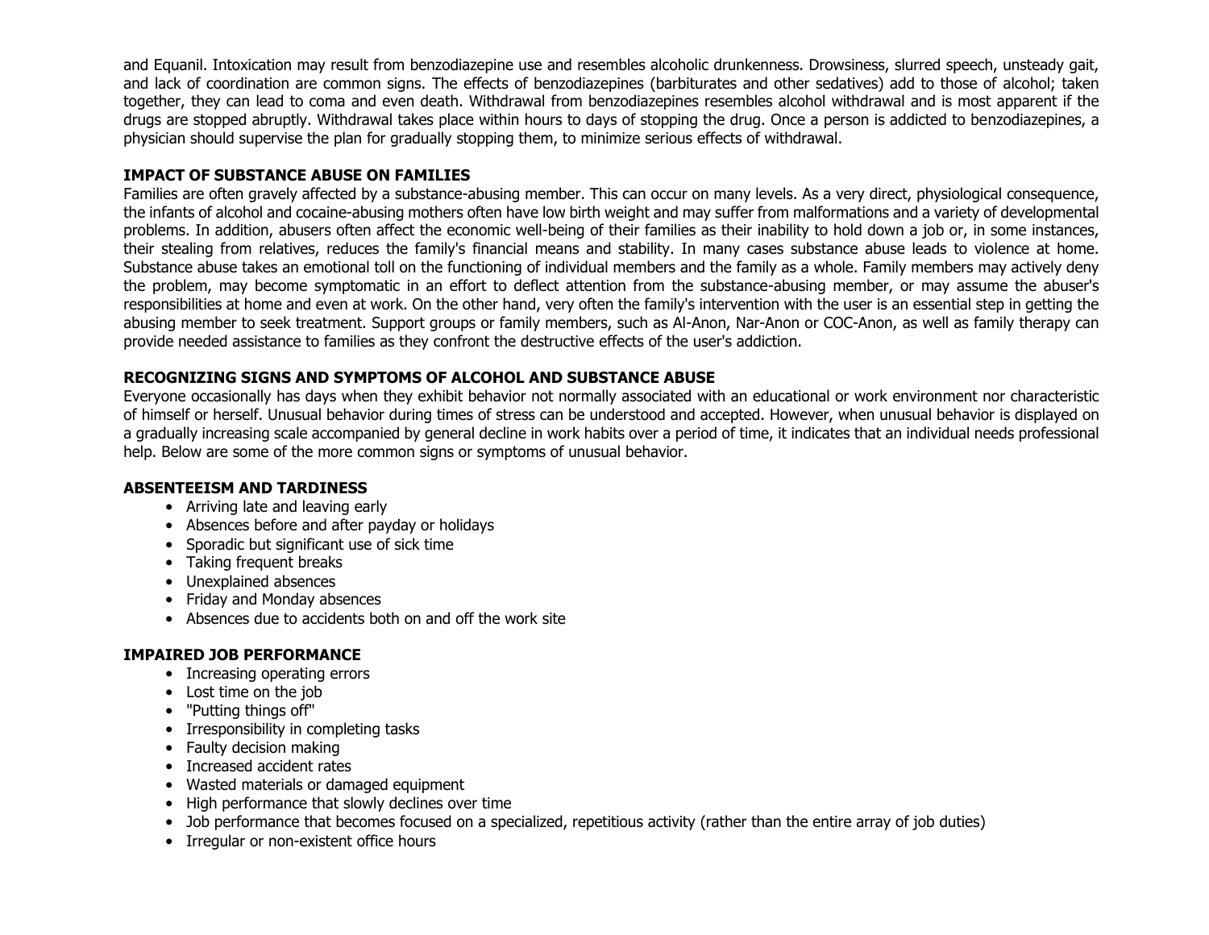and Equanil. Intoxication may result from benzodiazepine use and resembles alcoholic drunkenness. Drowsiness, slurred speech, unsteady gait, and lack of coordination are common signs. The effects of benzodiazepines (barbiturates and other sedatives) add to those of alcohol; taken together, they can lead to coma and even death. Withdrawal from benzodiazepines resembles alcohol withdrawal and is most apparent if the drugs are stopped abruptly. Withdrawal takes place within hours to days of stopping the drug. Once a person is addicted to benzodiazepines, a physician should supervise the plan for gradually stopping them, to minimize serious effects of withdrawal.

## IMPACT OF SUBSTANCE ABUSE ON FAMILIES

Families are often gravely affected by a substance-abusing member. This can occur on many levels. As a very direct, physiological consequence, the infants of alcohol and cocaine-abusing mothers often have low birth weight and may suffer from malformations and a variety of developmental problems. In addition, abusers often affect the economic well-being of their families as their inability to hold down a job or, in some instances, their stealing from relatives, reduces the family's financial means and stability. In many cases substance abuse leads to violence at home. Substance abuse takes an emotional toll on the functioning of individual members and the family as a whole. Family members may actively deny the problem, may become symptomatic in an effort to deflect attention from the substance-abusing member, or may assume the abuser's responsibilities at home and even at work. On the other hand, very often the family's intervention with the user is an essential step in getting the abusing member to seek treatment. Support groups or family members, such as Al-Anon, Nar-Anon or COC-Anon, as well as family therapy can provide needed assistance to families as they confront the destructive effects of the user's addiction.

## RECOGNIZING SIGNS AND SYMPTOMS OF ALCOHOL AND SUBSTANCE ABUSE

Everyone occasionally has days when they exhibit behavior not normally associated with an educational or work environment nor characteristic of himself or herself. Unusual behavior during times of stress can be understood and accepted. However, when unusual behavior is displayed on a gradually increasing scale accompanied by general decline in work habits over a period of time, it indicates that an individual needs professional help. Below are some of the more common signs or symptoms of unusual behavior.

## ABSENTEEISM AND TARDINESS

- Arriving late and leaving early
- Absences before and after payday or holidays
- Sporadic but significant use of sick time
- Taking frequent breaks
- Unexplained absences
- Friday and Monday absences
- Absences due to accidents both on and off the work site

## IMPAIRED JOB PERFORMANCE

- Increasing operating errors
- Lost time on the job
- "Putting things off"
- Irresponsibility in completing tasks
- Faulty decision making
- Increased accident rates
- Wasted materials or damaged equipment
- High performance that slowly declines over time
- Job performance that becomes focused on a specialized, repetitious activity (rather than the entire array of job duties)
- Irregular or non-existent office hours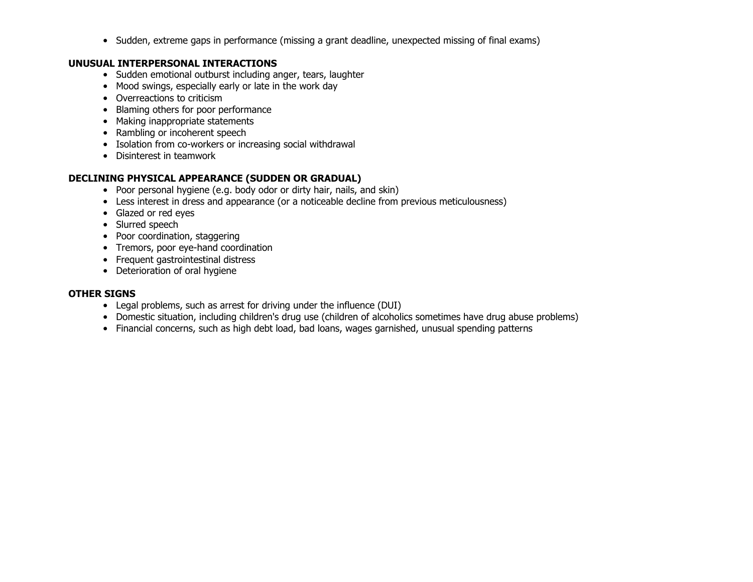- Sudden, extreme gaps in performance (missing a grant deadline, unexpected missing of final exams)

**UNUSUAL INTERPERSONAL INTERACTIONS**

- Sudden emotional outburst including anger, tears, laughter
- Mood swings, especially early or late in the work day
- Overreactions to criticism
- Blaming others for poor performance
- Making inappropriate statements
- Rambling or incoherent speech
- Isolation from co-workers or increasing social withdrawal
- Disinterest in teamwork

**DECLINING PHYSICAL APPEARANCE (SUDDEN OR GRADUAL)**

- Poor personal hygiene (e.g. body odor or dirty hair, nails, and skin)
- Less interest in dress and appearance (or a noticeable decline from previous meticulousness)
- Glazed or red eyes
- Slurred speech
- Poor coordination, staggering
- Tremors, poor eye-hand coordination
- Frequent gastrointestinal distress
- Deterioration of oral hygiene

**OTHER SIGNS**

- Legal problems, such as arrest for driving under the influence (DUI)
- Domestic situation, including children's drug use (children of alcoholics sometimes have drug abuse problems)
- Financial concerns, such as high debt load, bad loans, wages garnished, unusual spending patterns